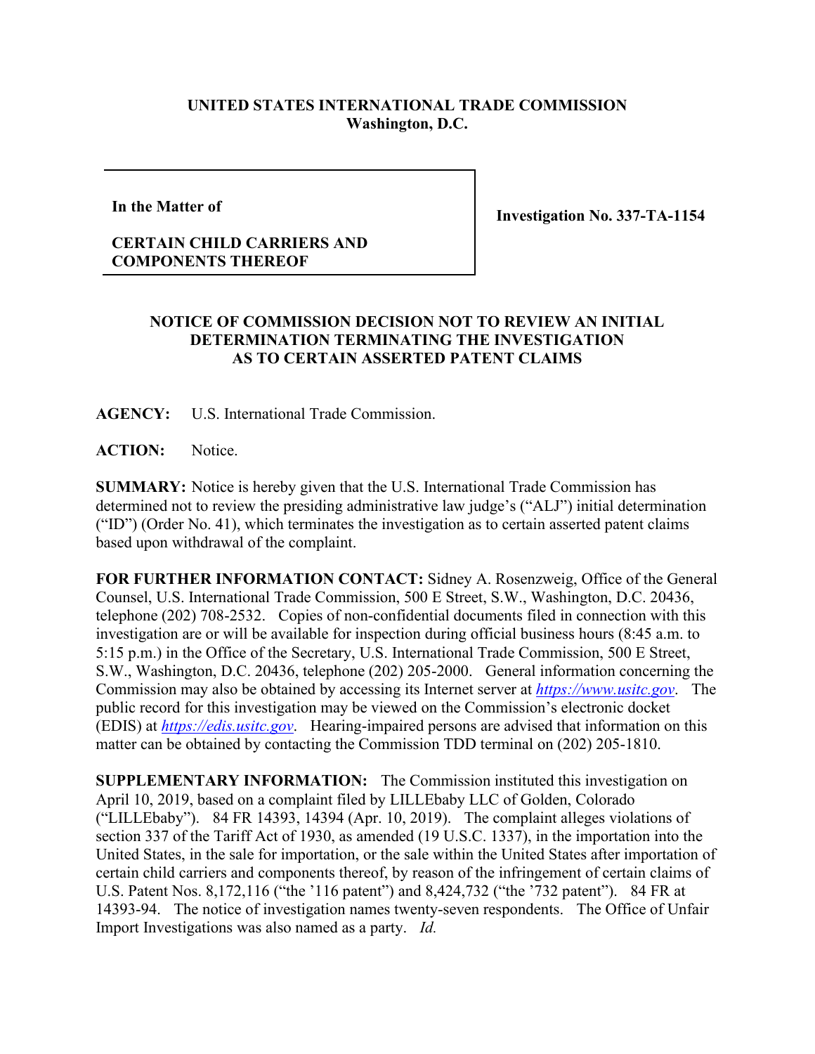**UNITED STATES INTERNATIONAL TRADE COMMISSION**
**Washington, D.C.**

| **In the Matter of**<br><br>**CERTAIN CHILD CARRIERS AND COMPONENTS THEREOF** | **Investigation No. 337-TA-1154** |
|---|---|

**NOTICE OF COMMISSION DECISION NOT TO REVIEW AN INITIAL DETERMINATION TERMINATING THE INVESTIGATION AS TO CERTAIN ASSERTED PATENT CLAIMS**

**AGENCY:** U.S. International Trade Commission.

**ACTION:** Notice.

**SUMMARY:** Notice is hereby given that the U.S. International Trade Commission has determined not to review the presiding administrative law judge's ("ALJ") initial determination ("ID") (Order No. 41), which terminates the investigation as to certain asserted patent claims based upon withdrawal of the complaint.

**FOR FURTHER INFORMATION CONTACT:** Sidney A. Rosenzweig, Office of the General Counsel, U.S. International Trade Commission, 500 E Street, S.W., Washington, D.C. 20436, telephone (202) 708-2532. Copies of non-confidential documents filed in connection with this investigation are or will be available for inspection during official business hours (8:45 a.m. to 5:15 p.m.) in the Office of the Secretary, U.S. International Trade Commission, 500 E Street, S.W., Washington, D.C. 20436, telephone (202) 205-2000. General information concerning the Commission may also be obtained by accessing its Internet server at *https://www.usitc.gov*. The public record for this investigation may be viewed on the Commission's electronic docket (EDIS) at *https://edis.usitc.gov*. Hearing-impaired persons are advised that information on this matter can be obtained by contacting the Commission TDD terminal on (202) 205-1810.

**SUPPLEMENTARY INFORMATION:** The Commission instituted this investigation on April 10, 2019, based on a complaint filed by LILLEbaby LLC of Golden, Colorado ("LILLEbaby"). 84 FR 14393, 14394 (Apr. 10, 2019). The complaint alleges violations of section 337 of the Tariff Act of 1930, as amended (19 U.S.C. 1337), in the importation into the United States, in the sale for importation, or the sale within the United States after importation of certain child carriers and components thereof, by reason of the infringement of certain claims of U.S. Patent Nos. 8,172,116 ("the '116 patent") and 8,424,732 ("the '732 patent"). 84 FR at 14393-94. The notice of investigation names twenty-seven respondents. The Office of Unfair Import Investigations was also named as a party. *Id.*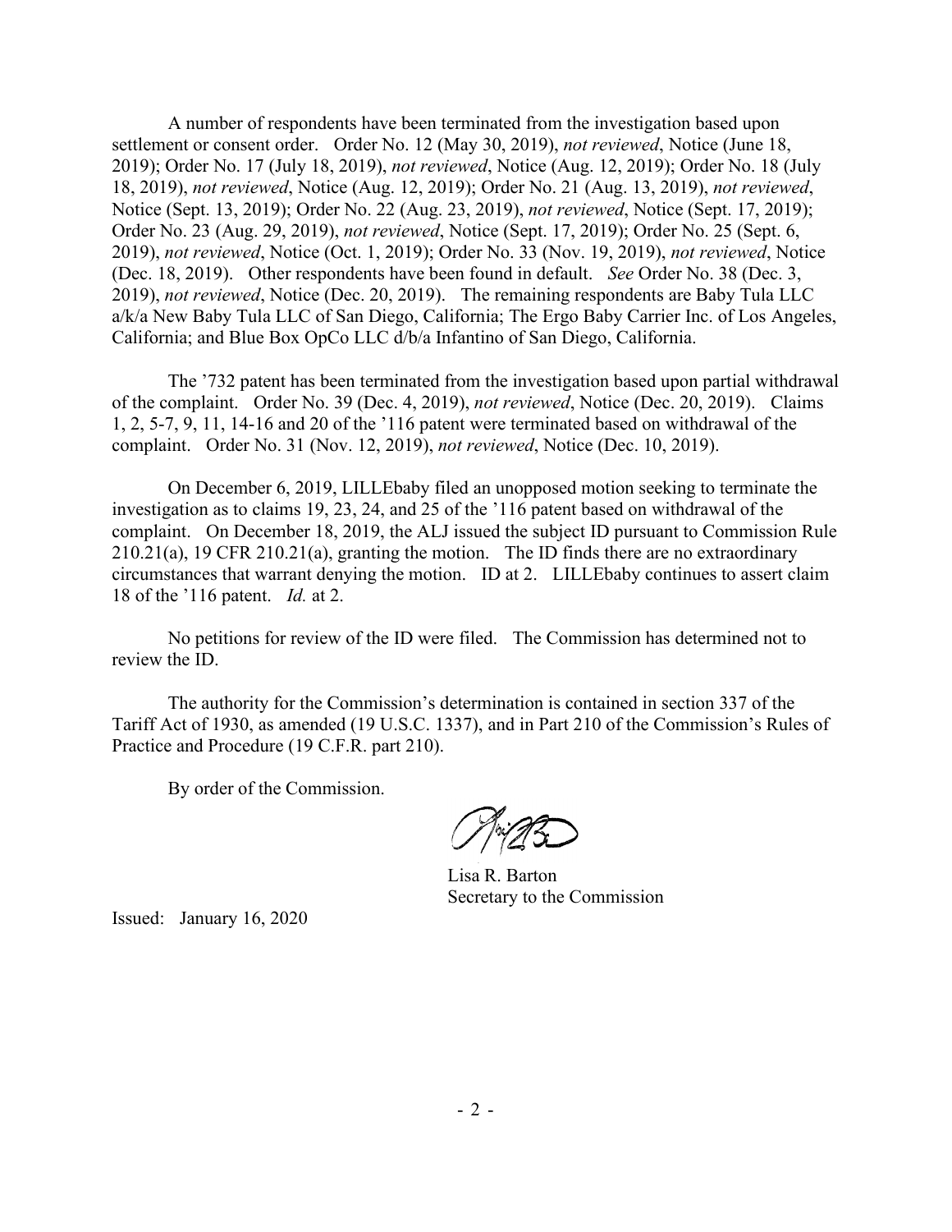A number of respondents have been terminated from the investigation based upon settlement or consent order. Order No. 12 (May 30, 2019), *not reviewed*, Notice (June 18, 2019); Order No. 17 (July 18, 2019), *not reviewed*, Notice (Aug. 12, 2019); Order No. 18 (July 18, 2019), *not reviewed*, Notice (Aug. 12, 2019); Order No. 21 (Aug. 13, 2019), *not reviewed*, Notice (Sept. 13, 2019); Order No. 22 (Aug. 23, 2019), *not reviewed*, Notice (Sept. 17, 2019); Order No. 23 (Aug. 29, 2019), *not reviewed*, Notice (Sept. 17, 2019); Order No. 25 (Sept. 6, 2019), *not reviewed*, Notice (Oct. 1, 2019); Order No. 33 (Nov. 19, 2019), *not reviewed*, Notice (Dec. 18, 2019). Other respondents have been found in default. *See* Order No. 38 (Dec. 3, 2019), *not reviewed*, Notice (Dec. 20, 2019). The remaining respondents are Baby Tula LLC a/k/a New Baby Tula LLC of San Diego, California; The Ergo Baby Carrier Inc. of Los Angeles, California; and Blue Box OpCo LLC d/b/a Infantino of San Diego, California.

The '732 patent has been terminated from the investigation based upon partial withdrawal of the complaint. Order No. 39 (Dec. 4, 2019), *not reviewed*, Notice (Dec. 20, 2019). Claims 1, 2, 5-7, 9, 11, 14-16 and 20 of the '116 patent were terminated based on withdrawal of the complaint. Order No. 31 (Nov. 12, 2019), *not reviewed*, Notice (Dec. 10, 2019).

On December 6, 2019, LILLEbaby filed an unopposed motion seeking to terminate the investigation as to claims 19, 23, 24, and 25 of the '116 patent based on withdrawal of the complaint. On December 18, 2019, the ALJ issued the subject ID pursuant to Commission Rule 210.21(a), 19 CFR 210.21(a), granting the motion. The ID finds there are no extraordinary circumstances that warrant denying the motion. ID at 2. LILLEbaby continues to assert claim 18 of the '116 patent. *Id.* at 2.

No petitions for review of the ID were filed. The Commission has determined not to review the ID.

The authority for the Commission's determination is contained in section 337 of the Tariff Act of 1930, as amended (19 U.S.C. 1337), and in Part 210 of the Commission's Rules of Practice and Procedure (19 C.F.R. part 210).

By order of the Commission.

Lisa R. Barton
Secretary to the Commission

Issued: January 16, 2020